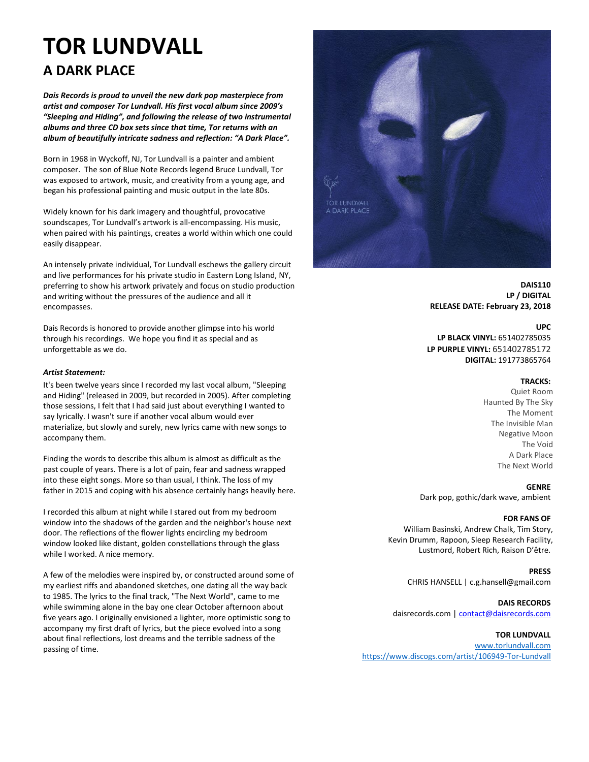# TOR LUNDVALL

## A DARK PLACE

***Dais Records is proud to unveil the new dark pop masterpiece from artist and composer Tor Lundvall. His first vocal album since 2009's "Sleeping and Hiding", and following the release of two instrumental albums and three CD box sets since that time, Tor returns with an album of beautifully intricate sadness and reflection: "A Dark Place".***

Born in 1968 in Wyckoff, NJ, Tor Lundvall is a painter and ambient composer. The son of Blue Note Records legend Bruce Lundvall, Tor was exposed to artwork, music, and creativity from a young age, and began his professional painting and music output in the late 80s.

Widely known for his dark imagery and thoughtful, provocative soundscapes, Tor Lundvall's artwork is all-encompassing. His music, when paired with his paintings, creates a world within which one could easily disappear.

An intensely private individual, Tor Lundvall eschews the gallery circuit and live performances for his private studio in Eastern Long Island, NY, preferring to show his artwork privately and focus on studio production and writing without the pressures of the audience and all it encompasses.

Dais Records is honored to provide another glimpse into his world through his recordings. We hope you find it as special and as unforgettable as we do.

***Artist Statement:***

It's been twelve years since I recorded my last vocal album, "Sleeping and Hiding" (released in 2009, but recorded in 2005). After completing those sessions, I felt that I had said just about everything I wanted to say lyrically. I wasn't sure if another vocal album would ever materialize, but slowly and surely, new lyrics came with new songs to accompany them.

Finding the words to describe this album is almost as difficult as the past couple of years. There is a lot of pain, fear and sadness wrapped into these eight songs. More so than usual, I think. The loss of my father in 2015 and coping with his absence certainly hangs heavily here.

I recorded this album at night while I stared out from my bedroom window into the shadows of the garden and the neighbor's house next door. The reflections of the flower lights encircling my bedroom window looked like distant, golden constellations through the glass while I worked. A nice memory.

A few of the melodies were inspired by, or constructed around some of my earliest riffs and abandoned sketches, one dating all the way back to 1985. The lyrics to the final track, "The Next World", came to me while swimming alone in the bay one clear October afternoon about five years ago. I originally envisioned a lighter, more optimistic song to accompany my first draft of lyrics, but the piece evolved into a song about final reflections, lost dreams and the terrible sadness of the passing of time.

**DAIS110**
**LP / DIGITAL**
**RELEASE DATE: February 23, 2018**

**UPC**
**LP BLACK VINYL:** 651402785035
**LP PURPLE VINYL:** 651402785172
**DIGITAL:** 191773865764

**TRACKS:**

Quiet Room
Haunted By The Sky
The Moment
The Invisible Man
Negative Moon
The Void
A Dark Place
The Next World

**GENRE**
Dark pop, gothic/dark wave, ambient

**FOR FANS OF**
William Basinski, Andrew Chalk, Tim Story, Kevin Drumm, Rapoon, Sleep Research Facility, Lustmord, Robert Rich, Raison D'être.

**PRESS**
CHRIS HANSELL | c.g.hansell@gmail.com

**DAIS RECORDS**
daisrecords.com | contact@daisrecords.com

**TOR LUNDVALL**
www.torlundvall.com
https://www.discogs.com/artist/106949-Tor-Lundvall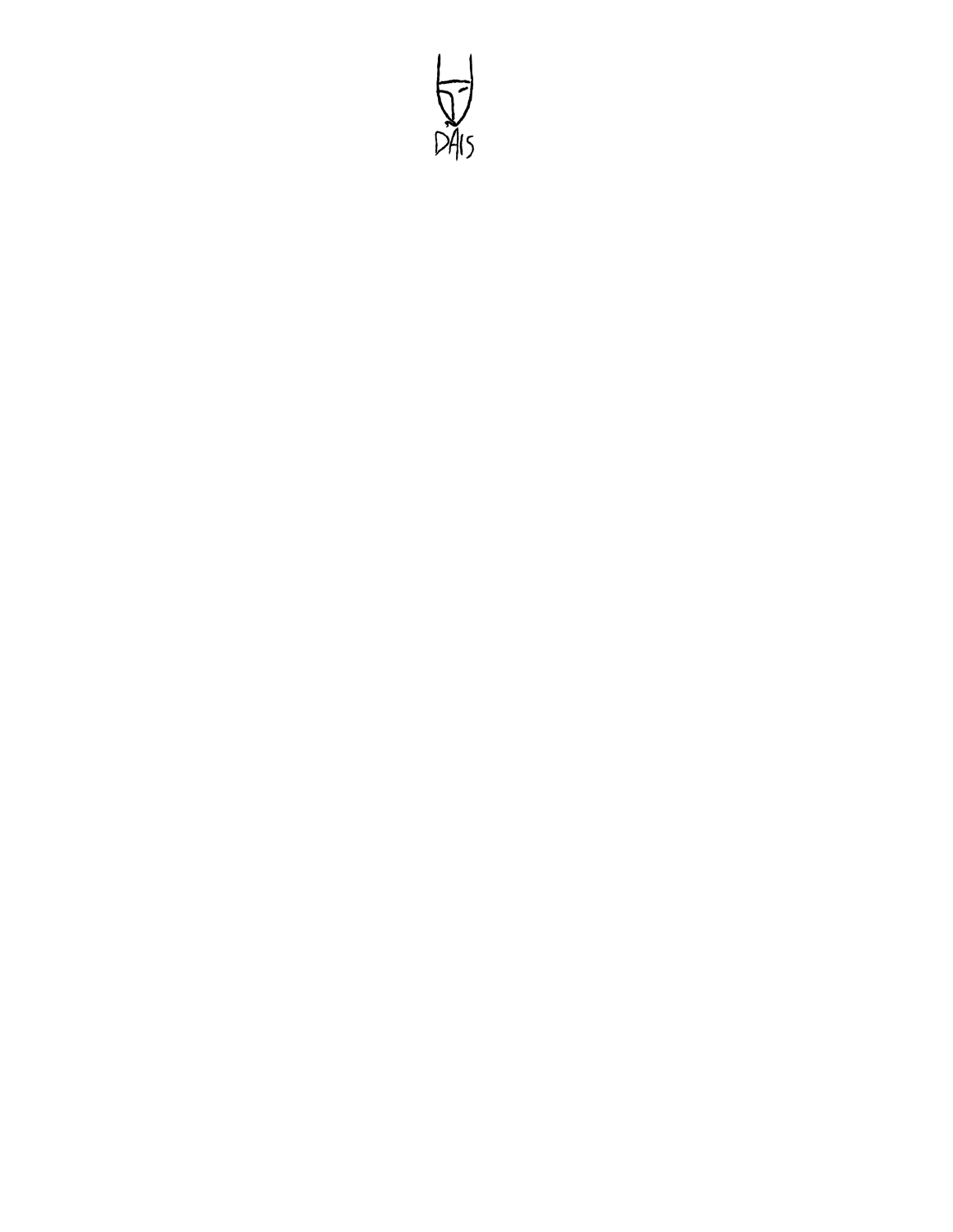DAIS